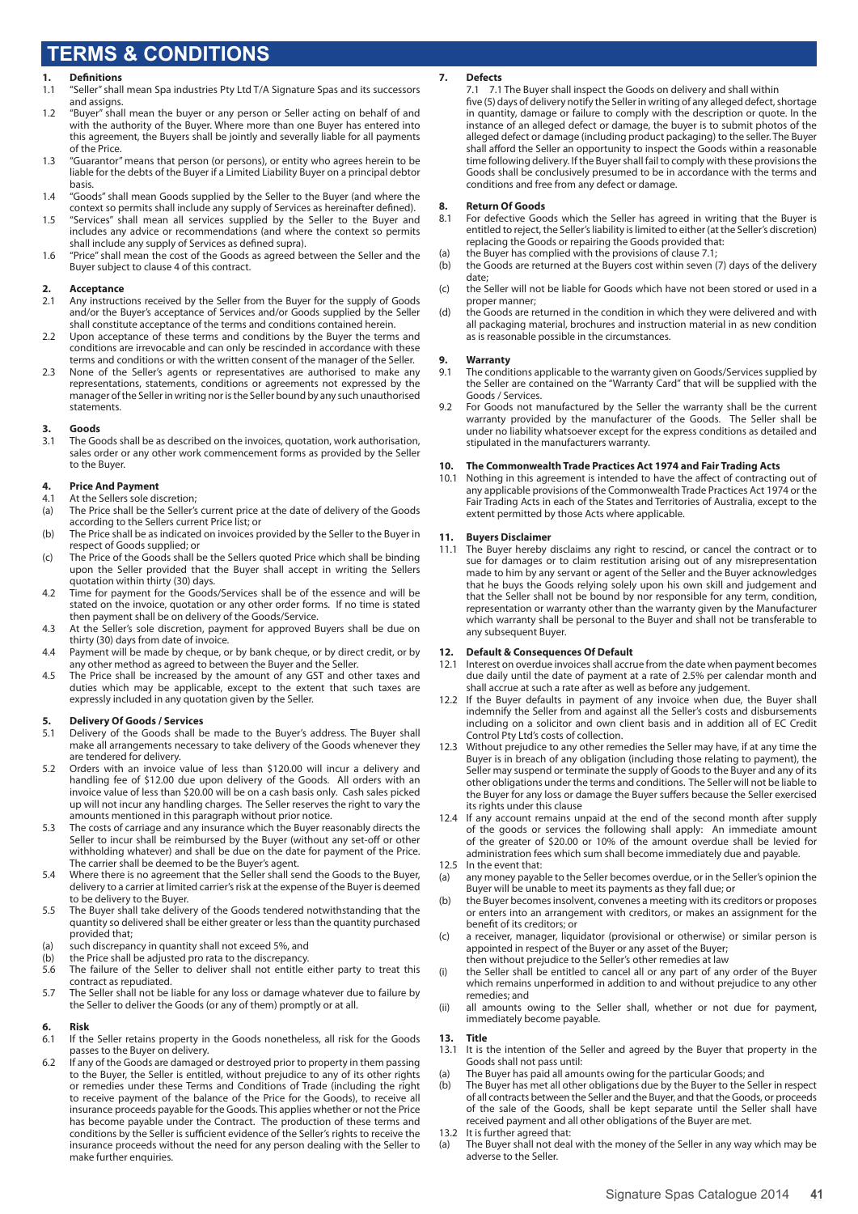# TERMS & CONDITIONS

**1. Definitions**

1.1 "Seller" shall mean Spa industries Pty Ltd T/A Signature Spas and its successors and assigns.

1.2 "Buyer" shall mean the buyer or any person or Seller acting on behalf of and with the authority of the Buyer. Where more than one Buyer has entered into this agreement, the Buyers shall be jointly and severally liable for all payments of the Price.

1.3 "Guarantor" means that person (or persons), or entity who agrees herein to be liable for the debts of the Buyer if a Limited Liability Buyer on a principal debtor basis.

1.4 "Goods" shall mean Goods supplied by the Seller to the Buyer (and where the context so permits shall include any supply of Services as hereinafter defined).

1.5 "Services" shall mean all services supplied by the Seller to the Buyer and includes any advice or recommendations (and where the context so permits shall include any supply of Services as defined supra).

1.6 "Price" shall mean the cost of the Goods as agreed between the Seller and the Buyer subject to clause 4 of this contract.

**2. Acceptance**

2.1 Any instructions received by the Seller from the Buyer for the supply of Goods and/or the Buyer's acceptance of Services and/or Goods supplied by the Seller shall constitute acceptance of the terms and conditions contained herein.

2.2 Upon acceptance of these terms and conditions by the Buyer the terms and conditions are irrevocable and can only be rescinded in accordance with these terms and conditions or with the written consent of the manager of the Seller.

2.3 None of the Seller's agents or representatives are authorised to make any representations, statements, conditions or agreements not expressed by the manager of the Seller in writing nor is the Seller bound by any such unauthorised statements.

**3. Goods**

3.1 The Goods shall be as described on the invoices, quotation, work authorisation, sales order or any other work commencement forms as provided by the Seller to the Buyer.

**4. Price And Payment**

4.1 At the Sellers sole discretion;

(a) The Price shall be the Seller's current price at the date of delivery of the Goods according to the Sellers current Price list; or

(b) The Price shall be as indicated on invoices provided by the Seller to the Buyer in respect of Goods supplied; or

(c) The Price of the Goods shall be the Sellers quoted Price which shall be binding upon the Seller provided that the Buyer shall accept in writing the Sellers quotation within thirty (30) days.

4.2 Time for payment for the Goods/Services shall be of the essence and will be stated on the invoice, quotation or any other order forms. If no time is stated then payment shall be on delivery of the Goods/Service.

4.3 At the Seller's sole discretion, payment for approved Buyers shall be due on thirty (30) days from date of invoice.

4.4 Payment will be made by cheque, or by bank cheque, or by direct credit, or by any other method as agreed to between the Buyer and the Seller.

4.5 The Price shall be increased by the amount of any GST and other taxes and duties which may be applicable, except to the extent that such taxes are expressly included in any quotation given by the Seller.

**5. Delivery Of Goods / Services**

5.1 Delivery of the Goods shall be made to the Buyer's address. The Buyer shall make all arrangements necessary to take delivery of the Goods whenever they are tendered for delivery.

5.2 Orders with an invoice value of less than $120.00 will incur a delivery and handling fee of $12.00 due upon delivery of the Goods. All orders with an invoice value of less than $20.00 will be on a cash basis only. Cash sales picked up will not incur any handling charges. The Seller reserves the right to vary the amounts mentioned in this paragraph without prior notice.

5.3 The costs of carriage and any insurance which the Buyer reasonably directs the Seller to incur shall be reimbursed by the Buyer (without any set-off or other withholding whatever) and shall be due on the date for payment of the Price. The carrier shall be deemed to be the Buyer's agent.

5.4 Where there is no agreement that the Seller shall send the Goods to the Buyer, delivery to a carrier at limited carrier's risk at the expense of the Buyer is deemed to be delivery to the Buyer.

5.5 The Buyer shall take delivery of the Goods tendered notwithstanding that the quantity so delivered shall be either greater or less than the quantity purchased provided that;

(a) such discrepancy in quantity shall not exceed 5%, and

(b) the Price shall be adjusted pro rata to the discrepancy.

5.6 The failure of the Seller to deliver shall not entitle either party to treat this contract as repudiated.

5.7 The Seller shall not be liable for any loss or damage whatever due to failure by the Seller to deliver the Goods (or any of them) promptly or at all.

**6. Risk**

6.1 If the Seller retains property in the Goods nonetheless, all risk for the Goods passes to the Buyer on delivery.

6.2 If any of the Goods are damaged or destroyed prior to property in them passing to the Buyer, the Seller is entitled, without prejudice to any of its other rights or remedies under these Terms and Conditions of Trade (including the right to receive payment of the balance of the Price for the Goods), to receive all insurance proceeds payable for the Goods. This applies whether or not the Price has become payable under the Contract. The production of these terms and conditions by the Seller is sufficient evidence of the Seller's rights to receive the insurance proceeds without the need for any person dealing with the Seller to make further enquiries.

**7. Defects**

7.1 7.1 The Buyer shall inspect the Goods on delivery and shall within five (5) days of delivery notify the Seller in writing of any alleged defect, shortage in quantity, damage or failure to comply with the description or quote. In the instance of an alleged defect or damage, the buyer is to submit photos of the alleged defect or damage (including product packaging) to the seller. The Buyer shall afford the Seller an opportunity to inspect the Goods within a reasonable time following delivery. If the Buyer shall fail to comply with these provisions the Goods shall be conclusively presumed to be in accordance with the terms and conditions and free from any defect or damage.

**8. Return Of Goods**

8.1 For defective Goods which the Seller has agreed in writing that the Buyer is entitled to reject, the Seller's liability is limited to either (at the Seller's discretion) replacing the Goods or repairing the Goods provided that:

(a) the Buyer has complied with the provisions of clause 7.1;

(b) the Goods are returned at the Buyers cost within seven (7) days of the delivery date;

(c) the Seller will not be liable for Goods which have not been stored or used in a proper manner;

(d) the Goods are returned in the condition in which they were delivered and with all packaging material, brochures and instruction material in as new condition as is reasonable possible in the circumstances.

**9. Warranty**

9.1 The conditions applicable to the warranty given on Goods/Services supplied by the Seller are contained on the "Warranty Card" that will be supplied with the Goods / Services.

9.2 For Goods not manufactured by the Seller the warranty shall be the current warranty provided by the manufacturer of the Goods. The Seller shall be under no liability whatsoever except for the express conditions as detailed and stipulated in the manufacturers warranty.

**10. The Commonwealth Trade Practices Act 1974 and Fair Trading Acts**

10.1 Nothing in this agreement is intended to have the affect of contracting out of any applicable provisions of the Commonwealth Trade Practices Act 1974 or the Fair Trading Acts in each of the States and Territories of Australia, except to the extent permitted by those Acts where applicable.

**11. Buyers Disclaimer**

11.1 The Buyer hereby disclaims any right to rescind, or cancel the contract or to sue for damages or to claim restitution arising out of any misrepresentation made to him by any servant or agent of the Seller and the Buyer acknowledges that he buys the Goods relying solely upon his own skill and judgement and that the Seller shall not be bound by nor responsible for any term, condition, representation or warranty other than the warranty given by the Manufacturer which warranty shall be personal to the Buyer and shall not be transferable to any subsequent Buyer.

**12. Default & Consequences Of Default**

12.1 Interest on overdue invoices shall accrue from the date when payment becomes due daily until the date of payment at a rate of 2.5% per calendar month and shall accrue at such a rate after as well as before any judgement.

12.2 If the Buyer defaults in payment of any invoice when due, the Buyer shall indemnify the Seller from and against all the Seller's costs and disbursements including on a solicitor and own client basis and in addition all of EC Credit Control Pty Ltd's costs of collection.

12.3 Without prejudice to any other remedies the Seller may have, if at any time the Buyer is in breach of any obligation (including those relating to payment), the Seller may suspend or terminate the supply of Goods to the Buyer and any of its other obligations under the terms and conditions. The Seller will not be liable to the Buyer for any loss or damage the Buyer suffers because the Seller exercised its rights under this clause

12.4 If any account remains unpaid at the end of the second month after supply of the goods or services the following shall apply: An immediate amount of the greater of $20.00 or 10% of the amount overdue shall be levied for administration fees which sum shall become immediately due and payable.

12.5 In the event that:

(a) any money payable to the Seller becomes overdue, or in the Seller's opinion the Buyer will be unable to meet its payments as they fall due; or

(b) the Buyer becomes insolvent, convenes a meeting with its creditors or proposes or enters into an arrangement with creditors, or makes an assignment for the benefit of its creditors; or

(c) a receiver, manager, liquidator (provisional or otherwise) or similar person is appointed in respect of the Buyer or any asset of the Buyer;

then without prejudice to the Seller's other remedies at law

(i) the Seller shall be entitled to cancel all or any part of any order of the Buyer which remains unperformed in addition to and without prejudice to any other remedies; and

(ii) all amounts owing to the Seller shall, whether or not due for payment, immediately become payable.

**13. Title**

13.1 It is the intention of the Seller and agreed by the Buyer that property in the Goods shall not pass until:

(a) The Buyer has paid all amounts owing for the particular Goods; and

(b) The Buyer has met all other obligations due by the Buyer to the Seller in respect of all contracts between the Seller and the Buyer, and that the Goods, or proceeds of the sale of the Goods, shall be kept separate until the Seller shall have received payment and all other obligations of the Buyer are met.

13.2 It is further agreed that:

(a) The Buyer shall not deal with the money of the Seller in any way which may be adverse to the Seller.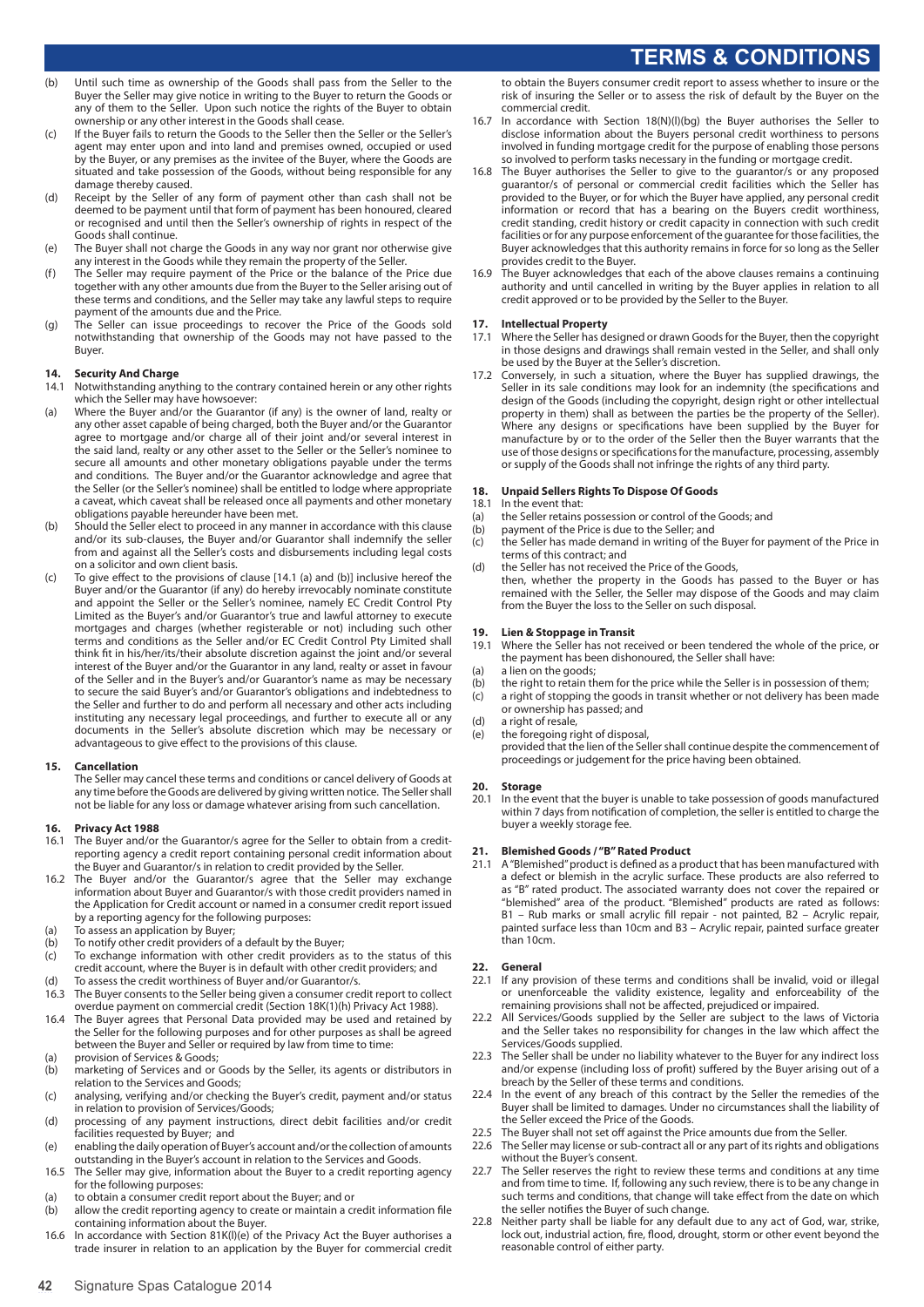(b) Until such time as ownership of the Goods shall pass from the Seller to the Buyer the Seller may give notice in writing to the Buyer to return the Goods or any of them to the Seller. Upon such notice the rights of the Buyer to obtain ownership or any other interest in the Goods shall cease.

(c) If the Buyer fails to return the Goods to the Seller then the Seller or the Seller's agent may enter upon and into land and premises owned, occupied or used by the Buyer, or any premises as the invitee of the Buyer, where the Goods are situated and take possession of the Goods, without being responsible for any damage thereby caused.

(d) Receipt by the Seller of any form of payment other than cash shall not be deemed to be payment until that form of payment has been honoured, cleared or recognised and until then the Seller's ownership of rights in respect of the Goods shall continue.

(e) The Buyer shall not charge the Goods in any way nor grant nor otherwise give any interest in the Goods while they remain the property of the Seller.

(f) The Seller may require payment of the Price or the balance of the Price due together with any other amounts due from the Buyer to the Seller arising out of these terms and conditions, and the Seller may take any lawful steps to require payment of the amounts due and the Price.

(g) The Seller can issue proceedings to recover the Price of the Goods sold notwithstanding that ownership of the Goods may not have passed to the Buyer.

## 14. Security And Charge

14.1 Notwithstanding anything to the contrary contained herein or any other rights which the Seller may have howsoever:

(a) Where the Buyer and/or the Guarantor (if any) is the owner of land, realty or any other asset capable of being charged, both the Buyer and/or the Guarantor agree to mortgage and/or charge all of their joint and/or several interest in the said land, realty or any other asset to the Seller or the Seller's nominee to secure all amounts and other monetary obligations payable under the terms and conditions. The Buyer and/or the Guarantor acknowledge and agree that the Seller (or the Seller's nominee) shall be entitled to lodge where appropriate a caveat, which caveat shall be released once all payments and other monetary obligations payable hereunder have been met.

(b) Should the Seller elect to proceed in any manner in accordance with this clause and/or its sub-clauses, the Buyer and/or Guarantor shall indemnify the Seller from and against all the Seller's costs and disbursements including legal costs on a solicitor and own client basis.

(c) To give effect to the provisions of clause [14.1 (a) and (b)] inclusive hereof the Buyer and/or the Guarantor (if any) do hereby irrevocably nominate constitute and appoint the Seller or the Seller's nominee, namely EC Credit Control Pty Limited as the Buyer's and/or Guarantor's true and lawful attorney to execute mortgages and charges (whether registerable or not) including such other terms and conditions as the Seller and/or EC Credit Control Pty Limited shall think fit in his/her/its/their absolute discretion against the joint and/or several interest of the Buyer and/or the Guarantor in any land, realty or asset in favour of the Seller and in the Buyer's and/or Guarantor's name as may be necessary to secure the said Buyer's and/or Guarantor's obligations and indebtedness to the Seller and further to do and perform all necessary and other acts including instituting any necessary legal proceedings, and further to execute all or any documents in the Seller's absolute discretion which may be necessary or advantageous to give effect to the provisions of this clause.

## 15. Cancellation

The Seller may cancel these terms and conditions or cancel delivery of Goods at any time before the Goods are delivered by giving written notice. The Seller shall not be liable for any loss or damage whatever arising from such cancellation.

## 16. Privacy Act 1988

16.1 The Buyer and/or the Guarantor/s agree for the Seller to obtain from a credit-reporting agency a credit report containing personal credit information about the Buyer and Guarantor/s in relation to credit provided by the Seller.

16.2 The Buyer and/or the Guarantor/s agree that the Seller may exchange information about Buyer and Guarantor/s with those credit providers named in the Application for Credit account or named in a consumer credit report issued by a reporting agency for the following purposes:

(a) To assess an application by Buyer;
(b) To notify other credit providers of a default by the Buyer;
(c) To exchange information with other credit providers as to the status of this credit account, where the Buyer is in default with other credit providers; and
(d) To assess the credit worthiness of Buyer and/or Guarantor/s.

16.3 The Buyer consents to the Seller being given a consumer credit report to collect overdue payment on commercial credit (Section 18K(1)(h) Privacy Act 1988).

16.4 The Buyer agrees that Personal Data provided may be used and retained by the Seller for the following purposes and for other purposes as shall be agreed between the Buyer and Seller or required by law from time to time:

(a) provision of Services & Goods;
(b) marketing of Services and or Goods by the Seller, its agents or distributors in relation to the Services and Goods;
(c) analysing, verifying and/or checking the Buyer's credit, payment and/or status in relation to provision of Services/Goods;
(d) processing of any payment instructions, direct debit facilities and/or credit facilities requested by Buyer; and
(e) enabling the daily operation of Buyer's account and/or the collection of amounts outstanding in the Buyer's account in relation to the Services and Goods.

16.5 The Seller may give, information about the Buyer to a credit reporting agency for the following purposes:

(a) to obtain a consumer credit report about the Buyer; and or
(b) allow the credit reporting agency to create or maintain a credit information file containing information about the Buyer.

16.6 In accordance with Section 81K(l)(e) of the Privacy Act the Buyer authorises a trade insurer in relation to an application by the Buyer for commercial credit to obtain the Buyers consumer credit report to assess whether to insure or the risk of insuring the Seller or to assess the risk of default by the Buyer on the commercial credit.

16.7 In accordance with Section 18(N)(l)(bg) the Buyer authorises the Seller to disclose information about the Buyers personal credit worthiness to persons involved in funding mortgage credit for the purpose of enabling those persons so involved to perform tasks necessary in the funding or mortgage credit.

16.8 The Buyer authorises the Seller to give to the guarantor/s or any proposed guarantor/s of personal or commercial credit facilities which the Seller has provided to the Buyer, or for which the Buyer have applied, any personal credit information or record that has a bearing on the Buyers credit worthiness, credit standing, credit history or credit capacity in connection with such credit facilities or for any purpose enforcement of the guarantee for those facilities, the Buyer acknowledges that this authority remains in force for so long as the Seller provides credit to the Buyer.

16.9 The Buyer acknowledges that each of the above clauses remains a continuing authority and until cancelled in writing by the Buyer applies in relation to all credit approved or to be provided by the Seller to the Buyer.

## 17. Intellectual Property

17.1 Where the Seller has designed or drawn Goods for the Buyer, then the copyright in those designs and drawings shall remain vested in the Seller, and shall only be used by the Buyer at the Seller's discretion.

17.2 Conversely, in such a situation, where the Buyer has supplied drawings, the Seller in its sale conditions may look for an indemnity (the specifications and design of the Goods (including the copyright, design right or other intellectual property in them) shall as between the parties be the property of the Seller). Where any designs or specifications have been supplied by the Buyer for manufacture by or to the order of the Seller then the Buyer warrants that the use of those designs or specifications for the manufacture, processing, assembly or supply of the Goods shall not infringe the rights of any third party.

## 18. Unpaid Sellers Rights To Dispose Of Goods

18.1 In the event that:

(a) the Seller retains possession or control of the Goods; and
(b) payment of the Price is due to the Seller; and
(c) the Seller has made demand in writing of the Buyer for payment of the Price in terms of this contract; and
(d) the Seller has not received the Price of the Goods,

then, whether the property in the Goods has passed to the Buyer or has remained with the Seller, the Seller may dispose of the Goods and may claim from the Buyer the loss to the Seller on such disposal.

## 19. Lien & Stoppage in Transit

19.1 Where the Seller has not received or been tendered the whole of the price, or the payment has been dishonoured, the Seller shall have:

(a) a lien on the goods;
(b) the right to retain them for the price while the Seller is in possession of them;
(c) a right of stopping the goods in transit whether or not delivery has been made or ownership has passed; and
(d) a right of resale,
(e) the foregoing right of disposal,

provided that the lien of the Seller shall continue despite the commencement of proceedings or judgement for the price having been obtained.

## 20. Storage

20.1 In the event that the buyer is unable to take possession of goods manufactured within 7 days from notification of completion, the seller is entitled to charge the buyer a weekly storage fee.

## 21. Blemished Goods / "B" Rated Product

21.1 A "Blemished" product is defined as a product that has been manufactured with a defect or blemish in the acrylic surface. These products are also referred to as "B" rated product. The associated warranty does not cover the repaired or "blemished" area of the product. "Blemished" products are rated as follows: B1 – Rub marks or small acrylic fill repair - not painted, B2 – Acrylic repair, painted surface less than 10cm and B3 – Acrylic repair, painted surface greater than 10cm.

## 22. General

22.1 If any provision of these terms and conditions shall be invalid, void or illegal or unenforceable the validity existence, legality and enforceability of the remaining provisions shall not be affected, prejudiced or impaired.

22.2 All Services/Goods supplied by the Seller are subject to the laws of Victoria and the Seller takes no responsibility for changes in the law which affect the Services/Goods supplied.

22.3 The Seller shall be under no liability whatever to the Buyer for any indirect loss and/or expense (including loss of profit) suffered by the Buyer arising out of a breach by the Seller of these terms and conditions.

22.4 In the event of any breach of this contract by the Seller the remedies of the Buyer shall be limited to damages. Under no circumstances shall the liability of the Seller exceed the Price of the Goods.

22.5 The Buyer shall not set off against the Price amounts due from the Seller.

22.6 The Seller may license or sub-contract all or any part of its rights and obligations without the Buyer's consent.

22.7 The Seller reserves the right to review these terms and conditions at any time and from time to time. If, following any such review, there is to be any change in such terms and conditions, that change will take effect from the date on which the seller notifies the Buyer of such change.

22.8 Neither party shall be liable for any default due to any act of God, war, strike, lock out, industrial action, fire, flood, drought, storm or other event beyond the reasonable control of either party.